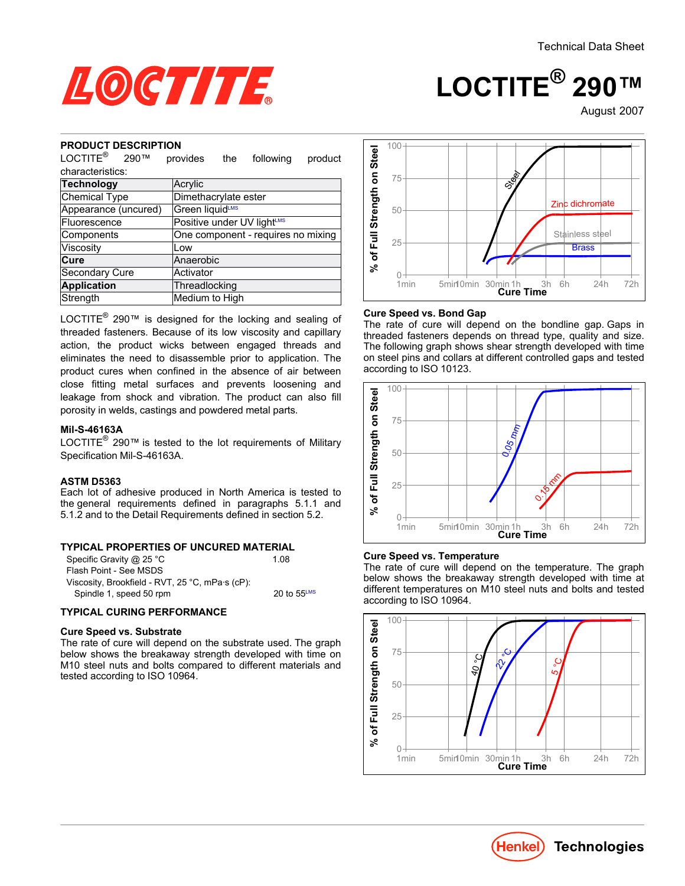Technical Data Sheet

# LOCTITE® 290™

August 2007

## PRODUCT DESCRIPTION

LOCTITE® 290™ provides the following product characteristics:

| **Technology** | Acrylic |
|---|---|
| Chemical Type | Dimethacrylate ester |
| Appearance (uncured) | Green liquid[LMS] |
| Fluorescence | Positive under UV light[LMS] |
| Components | One component - requires no mixing |
| Viscosity | Low |
| **Cure** | Anaerobic |
| Secondary Cure | Activator |
| **Application** | Threadlocking |
| Strength | Medium to High |

LOCTITE® 290™ is designed for the locking and sealing of threaded fasteners. Because of its low viscosity and capillary action, the product wicks between engaged threads and eliminates the need to disassemble prior to application. The product cures when confined in the absence of air between close fitting metal surfaces and prevents loosening and leakage from shock and vibration. The product can also fill porosity in welds, castings and powdered metal parts.

### Mil-S-46163A

LOCTITE® 290™ is tested to the lot requirements of Military Specification Mil-S-46163A.

### ASTM D5363

Each lot of adhesive produced in North America is tested to the general requirements defined in paragraphs 5.1.1 and 5.1.2 and to the Detail Requirements defined in section 5.2.

## TYPICAL PROPERTIES OF UNCURED MATERIAL

| Property | Value |
|---|---|
| Specific Gravity @ 25 °C | 1.08 |
| Flash Point - See MSDS | |
| Viscosity, Brookfield - RVT, 25 °C, mPa·s (cP): | |
| Spindle 1, speed 50 rpm | 20 to 55[LMS] |

## TYPICAL CURING PERFORMANCE

### Cure Speed vs. Substrate

The rate of cure will depend on the substrate used. The graph below shows the breakaway strength developed with time on M10 steel nuts and bolts compared to different materials and tested according to ISO 10964.

### Cure Speed vs. Bond Gap

The rate of cure will depend on the bondline gap. Gaps in threaded fasteners depends on thread type, quality and size. The following graph shows shear strength developed with time on steel pins and collars at different controlled gaps and tested according to ISO 10123.

### Cure Speed vs. Temperature

The rate of cure will depend on the temperature. The graph below shows the breakaway strength developed with time at different temperatures on M10 steel nuts and bolts and tested according to ISO 10964.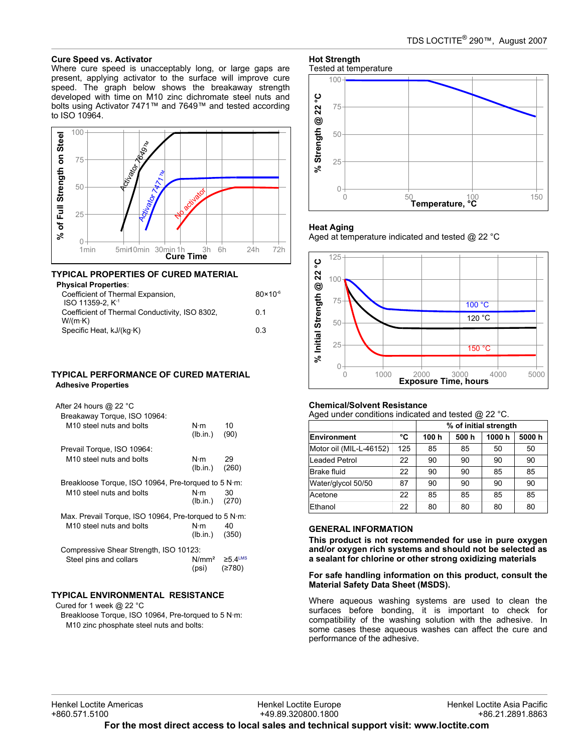### Cure Speed vs. Activator

Where cure speed is unacceptably long, or large gaps are present, applying activator to the surface will improve cure speed. The graph below shows the breakaway strength developed with time on M10 zinc dichromate steel nuts and bolts using Activator 7471™ and 7649™ and tested according to ISO 10964.

## TYPICAL PROPERTIES OF CURED MATERIAL

**Physical Properties:**

| | |
|---|---|
| Coefficient of Thermal Expansion, ISO 11359-2, $K^{-1}$ | $80\times10^{-6}$ |
| Coefficient of Thermal Conductivity, ISO 8302, W/(m·K) | 0.1 |
| Specific Heat, kJ/(kg·K) | 0.3 |

## TYPICAL PERFORMANCE OF CURED MATERIAL

**Adhesive Properties**

After 24 hours @ 22 °C

Breakaway Torque, ISO 10964:

| | | |
|---|---|---|
| M10 steel nuts and bolts | N·m | 10 |
| | (lb.in.) | (90) |

Prevail Torque, ISO 10964:

| | | |
|---|---|---|
| M10 steel nuts and bolts | N·m | 29 |
| | (lb.in.) | (260) |

Breakloose Torque, ISO 10964, Pre-torqued to 5 N·m:

| | | |
|---|---|---|
| M10 steel nuts and bolts | N·m | 30 |
| | (lb.in.) | (270) |

Max. Prevail Torque, ISO 10964, Pre-torqued to 5 N·m:

| | | |
|---|---|---|
| M10 steel nuts and bolts | N·m | 40 |
| | (lb.in.) | (350) |

Compressive Shear Strength, ISO 10123:

| | | |
|---|---|---|
| Steel pins and collars | N/mm² | ≥5.4[LMS] |
| | (psi) | (≥780) |

## TYPICAL ENVIRONMENTAL RESISTANCE

Cured for 1 week @ 22 °C

Breakloose Torque, ISO 10964, Pre-torqued to 5 N·m:

M10 zinc phosphate steel nuts and bolts:

### Hot Strength

Tested at temperature

### Heat Aging

Aged at temperature indicated and tested @ 22 °C

### Chemical/Solvent Resistance

Aged under conditions indicated and tested @ 22 °C.

| | | % of initial strength | | | |
|---|---|---|---|---|---|
| **Environment** | **°C** | **100 h** | **500 h** | **1000 h** | **5000 h** |
| Motor oil (MIL-L-46152) | 125 | 85 | 85 | 50 | 50 |
| Leaded Petrol | 22 | 90 | 90 | 90 | 90 |
| Brake fluid | 22 | 90 | 90 | 85 | 85 |
| Water/glycol 50/50 | 87 | 90 | 90 | 90 | 90 |
| Acetone | 22 | 85 | 85 | 85 | 85 |
| Ethanol | 22 | 80 | 80 | 80 | 80 |

## GENERAL INFORMATION

**This product is not recommended for use in pure oxygen and/or oxygen rich systems and should not be selected as a sealant for chlorine or other strong oxidizing materials**

**For safe handling information on this product, consult the Material Safety Data Sheet (MSDS).**

Where aqueous washing systems are used to clean the surfaces before bonding, it is important to check for compatibility of the washing solution with the adhesive. In some cases these aqueous washes can affect the cure and performance of the adhesive.

Henkel Loctite Americas +860.571.5100 | Henkel Loctite Europe +49.89.320800.1800 | Henkel Loctite Asia Pacific +86.21.2891.8863

**For the most direct access to local sales and technical support visit: www.loctite.com**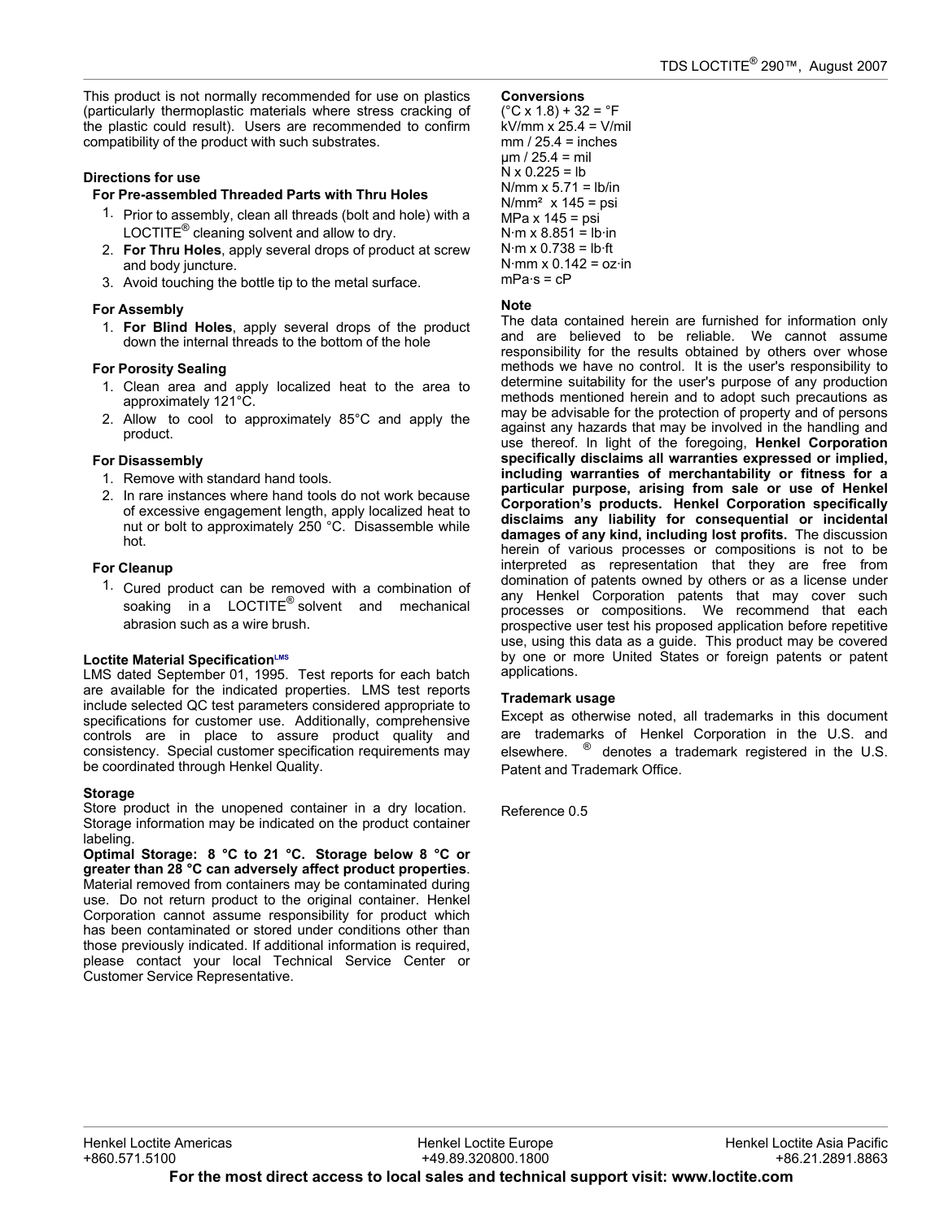This product is not normally recommended for use on plastics (particularly thermoplastic materials where stress cracking of the plastic could result). Users are recommended to confirm compatibility of the product with such substrates.

### Directions for use

#### For Pre-assembled Threaded Parts with Thru Holes

1. Prior to assembly, clean all threads (bolt and hole) with a LOCTITE® cleaning solvent and allow to dry.
2. **For Thru Holes**, apply several drops of product at screw and body juncture.
3. Avoid touching the bottle tip to the metal surface.

#### For Assembly

1. **For Blind Holes**, apply several drops of the product down the internal threads to the bottom of the hole

#### For Porosity Sealing

1. Clean area and apply localized heat to the area to approximately 121°C.
2. Allow to cool to approximately 85°C and apply the product.

#### For Disassembly

1. Remove with standard hand tools.
2. In rare instances where hand tools do not work because of excessive engagement length, apply localized heat to nut or bolt to approximately 250 °C. Disassemble while hot.

#### For Cleanup

1. Cured product can be removed with a combination of soaking in a LOCTITE® solvent and mechanical abrasion such as a wire brush.

### Loctite Material Specification[LMS]

LMS dated September 01, 1995. Test reports for each batch are available for the indicated properties. LMS test reports include selected QC test parameters considered appropriate to specifications for customer use. Additionally, comprehensive controls are in place to assure product quality and consistency. Special customer specification requirements may be coordinated through Henkel Quality.

### Storage

Store product in the unopened container in a dry location. Storage information may be indicated on the product container labeling.

**Optimal Storage: 8 °C to 21 °C. Storage below 8 °C or greater than 28 °C can adversely affect product properties**. Material removed from containers may be contaminated during use. Do not return product to the original container. Henkel Corporation cannot assume responsibility for product which has been contaminated or stored under conditions other than those previously indicated. If additional information is required, please contact your local Technical Service Center or Customer Service Representative.

### Conversions

(°C x 1.8) + 32 = °F
kV/mm x 25.4 = V/mil
mm / 25.4 = inches
µm / 25.4 = mil
N x 0.225 = lb
N/mm x 5.71 = lb/in
N/mm² x 145 = psi
MPa x 145 = psi
N·m x 8.851 = lb·in
N·m x 0.738 = lb·ft
N·mm x 0.142 = oz·in
mPa·s = cP

### Note

The data contained herein are furnished for information only and are believed to be reliable. We cannot assume responsibility for the results obtained by others over whose methods we have no control. It is the user's responsibility to determine suitability for the user's purpose of any production methods mentioned herein and to adopt such precautions as may be advisable for the protection of property and of persons against any hazards that may be involved in the handling and use thereof. In light of the foregoing, **Henkel Corporation specifically disclaims all warranties expressed or implied, including warranties of merchantability or fitness for a particular purpose, arising from sale or use of Henkel Corporation's products. Henkel Corporation specifically disclaims any liability for consequential or incidental damages of any kind, including lost profits.** The discussion herein of various processes or compositions is not to be interpreted as representation that they are free from domination of patents owned by others or as a license under any Henkel Corporation patents that may cover such processes or compositions. We recommend that each prospective user test his proposed application before repetitive use, using this data as a guide. This product may be covered by one or more United States or foreign patents or patent applications.

### Trademark usage

Except as otherwise noted, all trademarks in this document are trademarks of Henkel Corporation in the U.S. and elsewhere. ® denotes a trademark registered in the U.S. Patent and Trademark Office.

Reference 0.5

Henkel Loctite Americas
+860.571.5100

Henkel Loctite Europe
+49.89.320800.1800

Henkel Loctite Asia Pacific
+86.21.2891.8863

**For the most direct access to local sales and technical support visit: www.loctite.com**